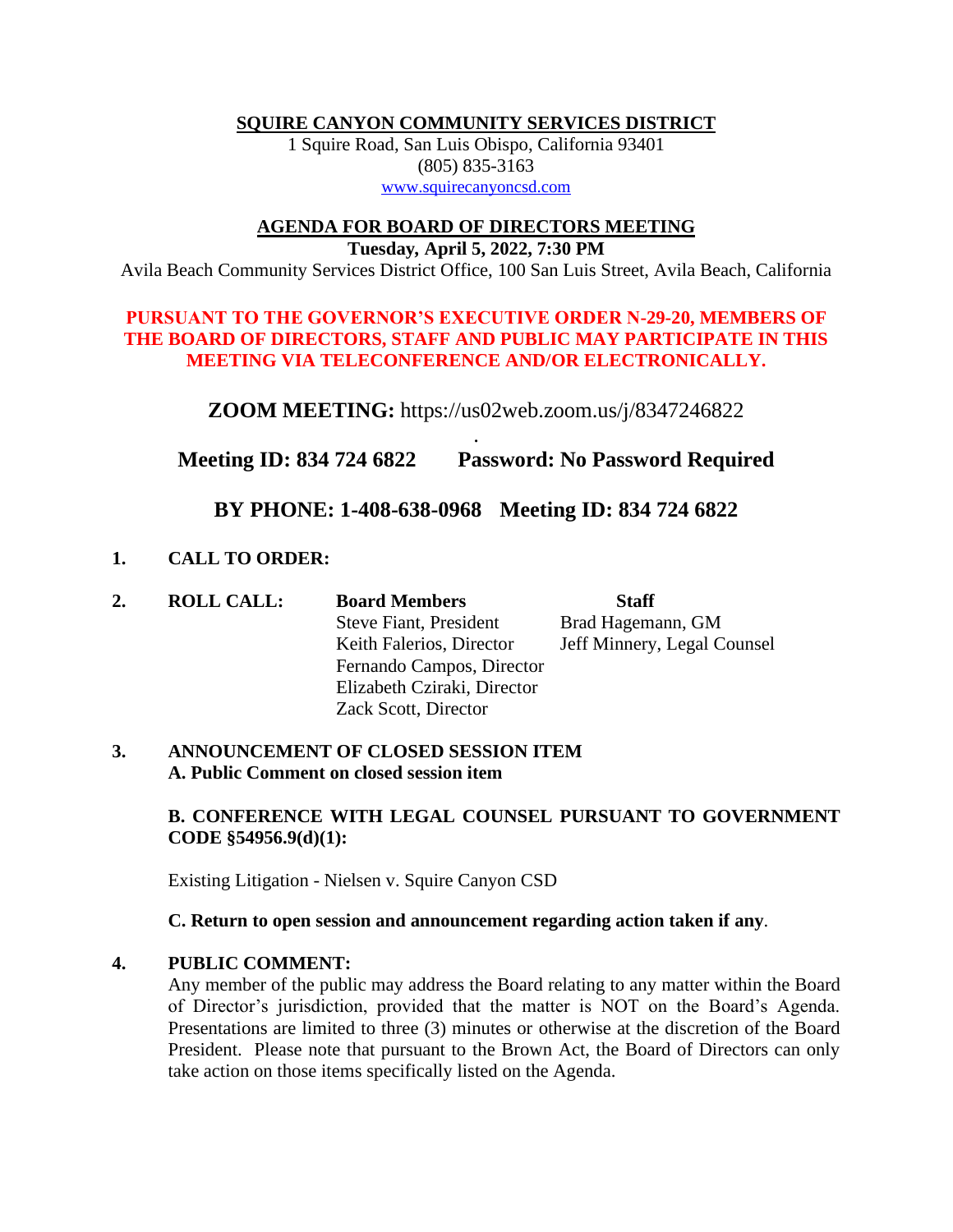**SQUIRE CANYON COMMUNITY SERVICES DISTRICT**

1 Squire Road, San Luis Obispo, California 93401
(805) 835-3163
www.squirecanyoncsd.com

**AGENDA FOR BOARD OF DIRECTORS MEETING**

**Tuesday, April 5, 2022, 7:30 PM**

Avila Beach Community Services District Office, 100 San Luis Street, Avila Beach, California

**PURSUANT TO THE GOVERNOR'S EXECUTIVE ORDER N-29-20, MEMBERS OF THE BOARD OF DIRECTORS, STAFF AND PUBLIC MAY PARTICIPATE IN THIS MEETING VIA TELECONFERENCE AND/OR ELECTRONICALLY.**

**ZOOM MEETING:** https://us02web.zoom.us/j/8347246822

**Meeting ID: 834 724 6822 Password: No Password Required**

**BY PHONE: 1-408-638-0968 Meeting ID: 834 724 6822**

**1. CALL TO ORDER:**

**2. ROLL CALL:**

| Board Members | Staff |
|---|---|
| Steve Fiant, President | Brad Hagemann, GM |
| Keith Falerios, Director | Jeff Minnery, Legal Counsel |
| Fernando Campos, Director | |
| Elizabeth Cziraki, Director | |
| Zack Scott, Director | |

**3. ANNOUNCEMENT OF CLOSED SESSION ITEM**

**A. Public Comment on closed session item**

**B. CONFERENCE WITH LEGAL COUNSEL PURSUANT TO GOVERNMENT CODE §54956.9(d)(1):**

Existing Litigation - Nielsen v. Squire Canyon CSD

**C. Return to open session and announcement regarding action taken if any**.

**4. PUBLIC COMMENT:**

Any member of the public may address the Board relating to any matter within the Board of Director's jurisdiction, provided that the matter is NOT on the Board's Agenda. Presentations are limited to three (3) minutes or otherwise at the discretion of the Board President. Please note that pursuant to the Brown Act, the Board of Directors can only take action on those items specifically listed on the Agenda.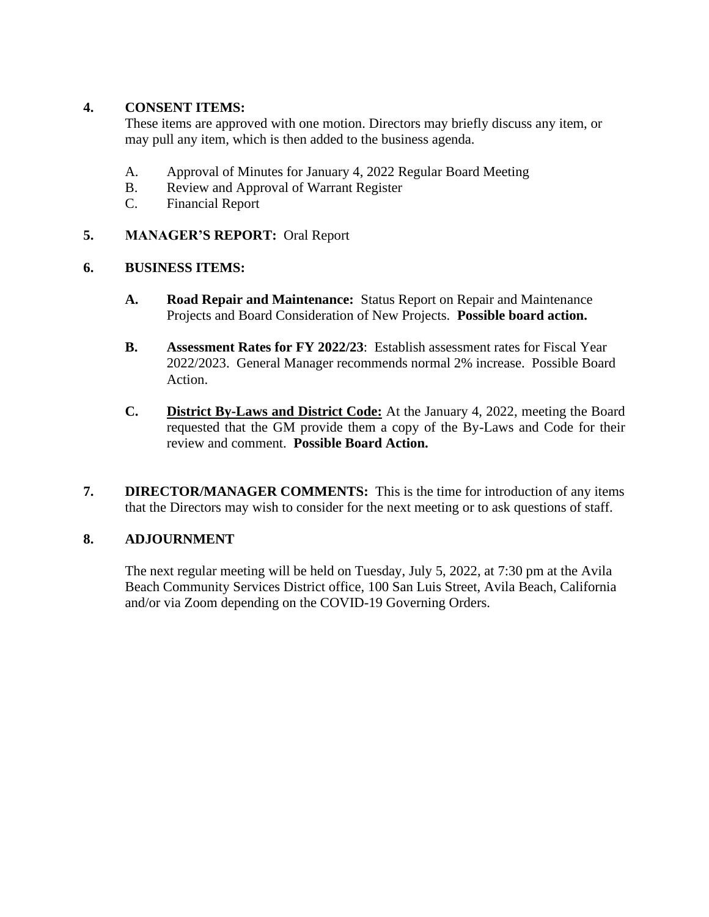**4. CONSENT ITEMS:**

These items are approved with one motion. Directors may briefly discuss any item, or may pull any item, which is then added to the business agenda.

A. Approval of Minutes for January 4, 2022 Regular Board Meeting
B. Review and Approval of Warrant Register
C. Financial Report

**5. MANAGER'S REPORT:** Oral Report

**6. BUSINESS ITEMS:**

**A. Road Repair and Maintenance:** Status Report on Repair and Maintenance Projects and Board Consideration of New Projects. **Possible board action.**

**B. Assessment Rates for FY 2022/23**: Establish assessment rates for Fiscal Year 2022/2023. General Manager recommends normal 2% increase. Possible Board Action.

**C. District By-Laws and District Code:** At the January 4, 2022, meeting the Board requested that the GM provide them a copy of the By-Laws and Code for their review and comment. **Possible Board Action.**

**7. DIRECTOR/MANAGER COMMENTS:** This is the time for introduction of any items that the Directors may wish to consider for the next meeting or to ask questions of staff.

**8. ADJOURNMENT**

The next regular meeting will be held on Tuesday, July 5, 2022, at 7:30 pm at the Avila Beach Community Services District office, 100 San Luis Street, Avila Beach, California and/or via Zoom depending on the COVID-19 Governing Orders.